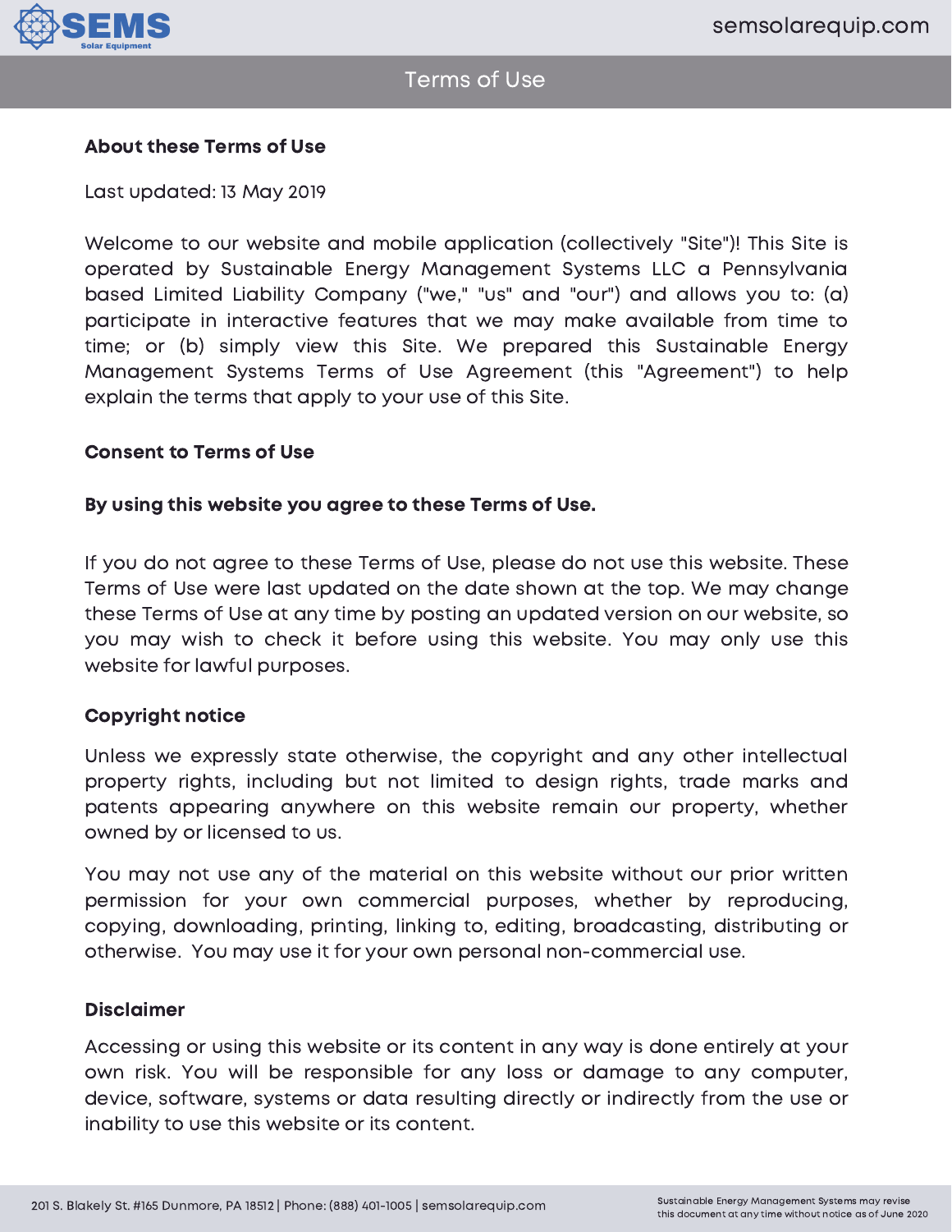# Terms of Use

## About these Terms of Use

Last updated: 13 May 2019

Welcome to our website and mobile application (collectively "Site")! This Site is operated by Sustainable Energy Management Systems LLC a Pennsylvania based Limited Liability Company ("we," "us" and "our") and allows you to: (a) participate in interactive features that we may make available from time to time; or (b) simply view this Site. We prepared this Sustainable Energy Management Systems Terms of Use Agreement (this "Agreement") to help explain the terms that apply to your use of this Site.

## Consent to Terms of Use

**By using this website you agree to these Terms of Use.**

If you do not agree to these Terms of Use, please do not use this website. These Terms of Use were last updated on the date shown at the top. We may change these Terms of Use at any time by posting an updated version on our website, so you may wish to check it before using this website. You may only use this website for lawful purposes.

## Copyright notice

Unless we expressly state otherwise, the copyright and any other intellectual property rights, including but not limited to design rights, trade marks and patents appearing anywhere on this website remain our property, whether owned by or licensed to us.

You may not use any of the material on this website without our prior written permission for your own commercial purposes, whether by reproducing, copying, downloading, printing, linking to, editing, broadcasting, distributing or otherwise. You may use it for your own personal non-commercial use.

## Disclaimer

Accessing or using this website or its content in any way is done entirely at your own risk. You will be responsible for any loss or damage to any computer, device, software, systems or data resulting directly or indirectly from the use or inability to use this website or its content.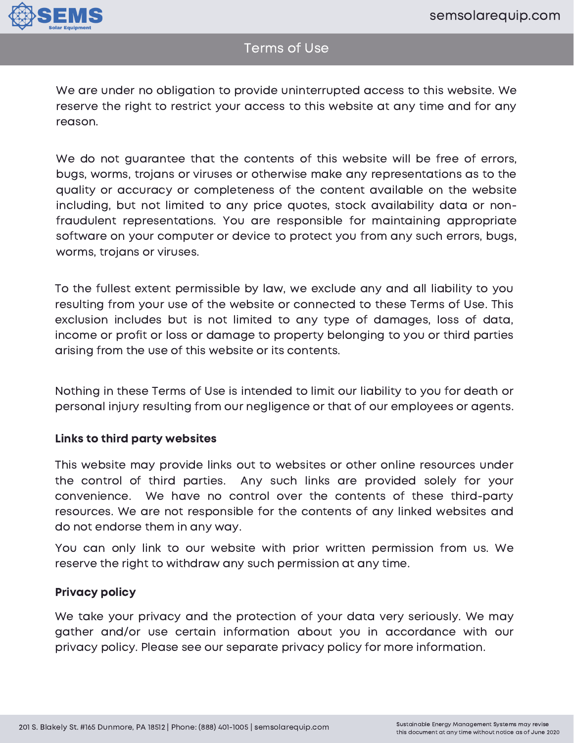We are under no obligation to provide uninterrupted access to this website. We reserve the right to restrict your access to this website at any time and for any reason.

We do not guarantee that the contents of this website will be free of errors, bugs, worms, trojans or viruses or otherwise make any representations as to the quality or accuracy or completeness of the content available on the website including, but not limited to any price quotes, stock availability data or non-fraudulent representations. You are responsible for maintaining appropriate software on your computer or device to protect you from any such errors, bugs, worms, trojans or viruses.

To the fullest extent permissible by law, we exclude any and all liability to you resulting from your use of the website or connected to these Terms of Use. This exclusion includes but is not limited to any type of damages, loss of data, income or profit or loss or damage to property belonging to you or third parties arising from the use of this website or its contents.

Nothing in these Terms of Use is intended to limit our liability to you for death or personal injury resulting from our negligence or that of our employees or agents.

**Links to third party websites**

This website may provide links out to websites or other online resources under the control of third parties. Any such links are provided solely for your convenience. We have no control over the contents of these third-party resources. We are not responsible for the contents of any linked websites and do not endorse them in any way.

You can only link to our website with prior written permission from us. We reserve the right to withdraw any such permission at any time.

**Privacy policy**

We take your privacy and the protection of your data very seriously. We may gather and/or use certain information about you in accordance with our privacy policy. Please see our separate privacy policy for more information.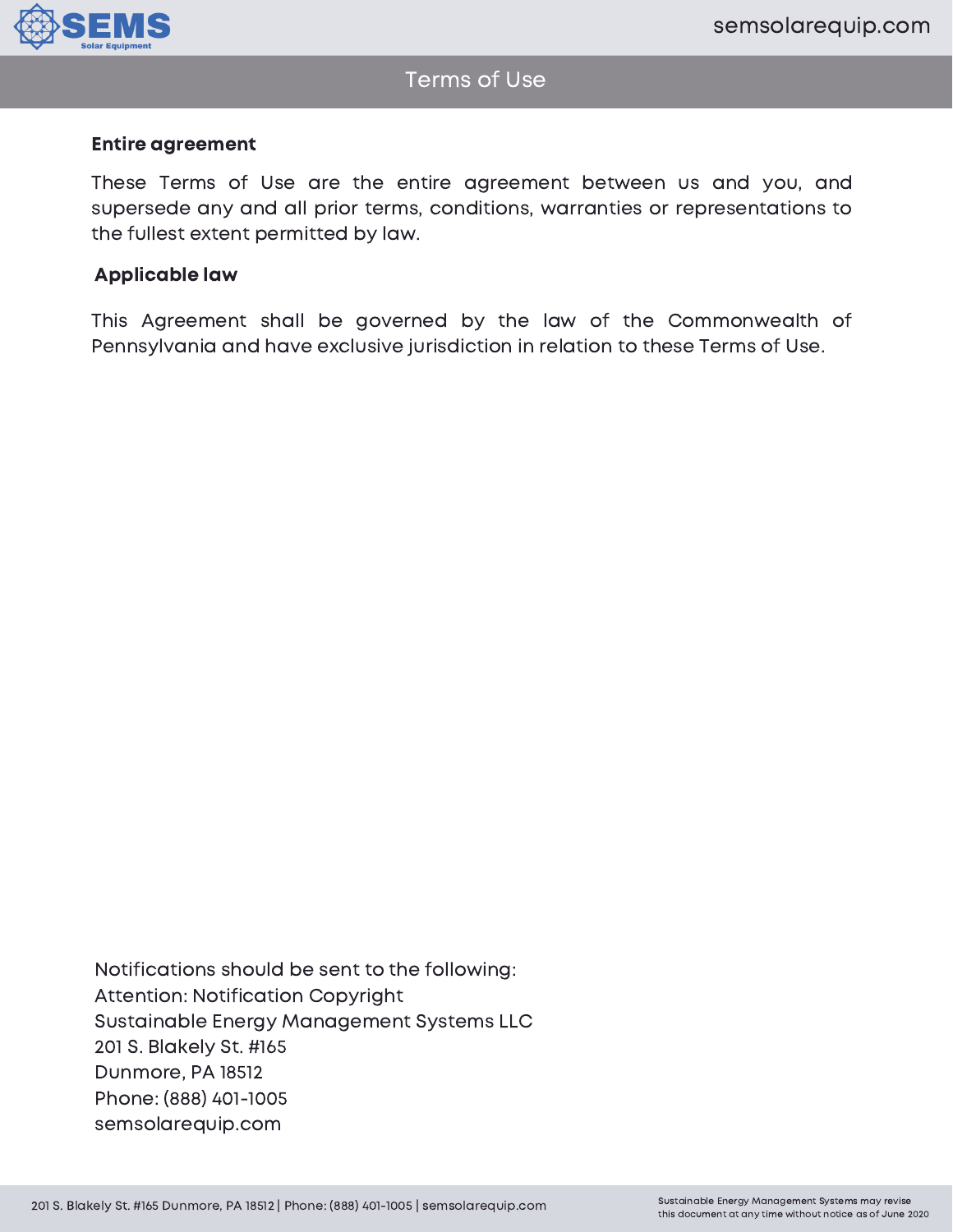### Entire agreement

These Terms of Use are the entire agreement between us and you, and supersede any and all prior terms, conditions, warranties or representations to the fullest extent permitted by law.

### Applicable law

This Agreement shall be governed by the law of the Commonwealth of Pennsylvania and have exclusive jurisdiction in relation to these Terms of Use.

Notifications should be sent to the following:
Attention: Notification Copyright
Sustainable Energy Management Systems LLC
201 S. Blakely St. #165
Dunmore, PA 18512
Phone: (888) 401-1005
semsolarequip.com